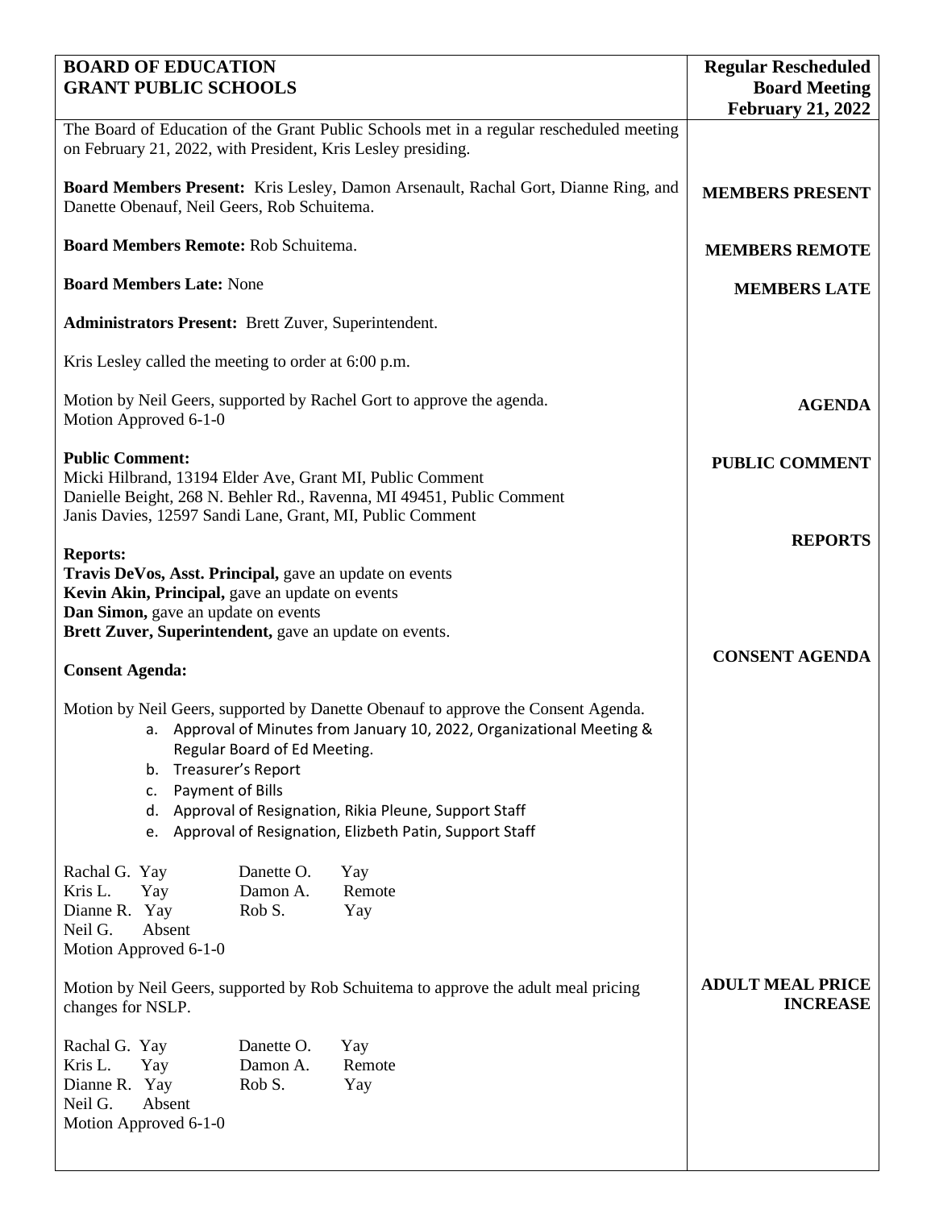| **BOARD OF EDUCATION**<br>**GRANT PUBLIC SCHOOLS** | **Regular Rescheduled Board Meeting**<br>**February 21, 2022** |
|---|---|

The Board of Education of the Grant Public Schools met in a regular rescheduled meeting on February 21, 2022, with President, Kris Lesley presiding.

**MEMBERS PRESENT**

**Board Members Present:** Kris Lesley, Damon Arsenault, Rachal Gort, Dianne Ring, and Danette Obenauf, Neil Geers, Rob Schuitema.

**MEMBERS REMOTE**

**Board Members Remote:** Rob Schuitema.

**MEMBERS LATE**

**Board Members Late:** None

**Administrators Present:** Brett Zuver, Superintendent.

Kris Lesley called the meeting to order at 6:00 p.m.

**AGENDA**

Motion by Neil Geers, supported by Rachel Gort to approve the agenda.
Motion Approved 6-1-0

**PUBLIC COMMENT**

**Public Comment:**
Micki Hilbrand, 13194 Elder Ave, Grant MI, Public Comment
Danielle Beight, 268 N. Behler Rd., Ravenna, MI 49451, Public Comment
Janis Davies, 12597 Sandi Lane, Grant, MI, Public Comment

**REPORTS**

**Reports:**
**Travis DeVos, Asst. Principal,** gave an update on events
**Kevin Akin, Principal,** gave an update on events
**Dan Simon,** gave an update on events
**Brett Zuver, Superintendent,** gave an update on events.

**CONSENT AGENDA**

**Consent Agenda:**

Motion by Neil Geers, supported by Danette Obenauf to approve the Consent Agenda.

a. Approval of Minutes from January 10, 2022, Organizational Meeting & Regular Board of Ed Meeting.
b. Treasurer's Report
c. Payment of Bills
d. Approval of Resignation, Rikia Pleune, Support Staff
e. Approval of Resignation, Elizbeth Patin, Support Staff

| | | | |
|---|---|---|---|
| Rachal G. | Yay | Danette O. | Yay |
| Kris L. | Yay | Damon A. | Remote |
| Dianne R. | Yay | Rob S. | Yay |
| Neil G. | Absent | | |

Motion Approved 6-1-0

**ADULT MEAL PRICE INCREASE**

Motion by Neil Geers, supported by Rob Schuitema to approve the adult meal pricing changes for NSLP.

| | | | |
|---|---|---|---|
| Rachal G. | Yay | Danette O. | Yay |
| Kris L. | Yay | Damon A. | Remote |
| Dianne R. | Yay | Rob S. | Yay |
| Neil G. | Absent | | |

Motion Approved 6-1-0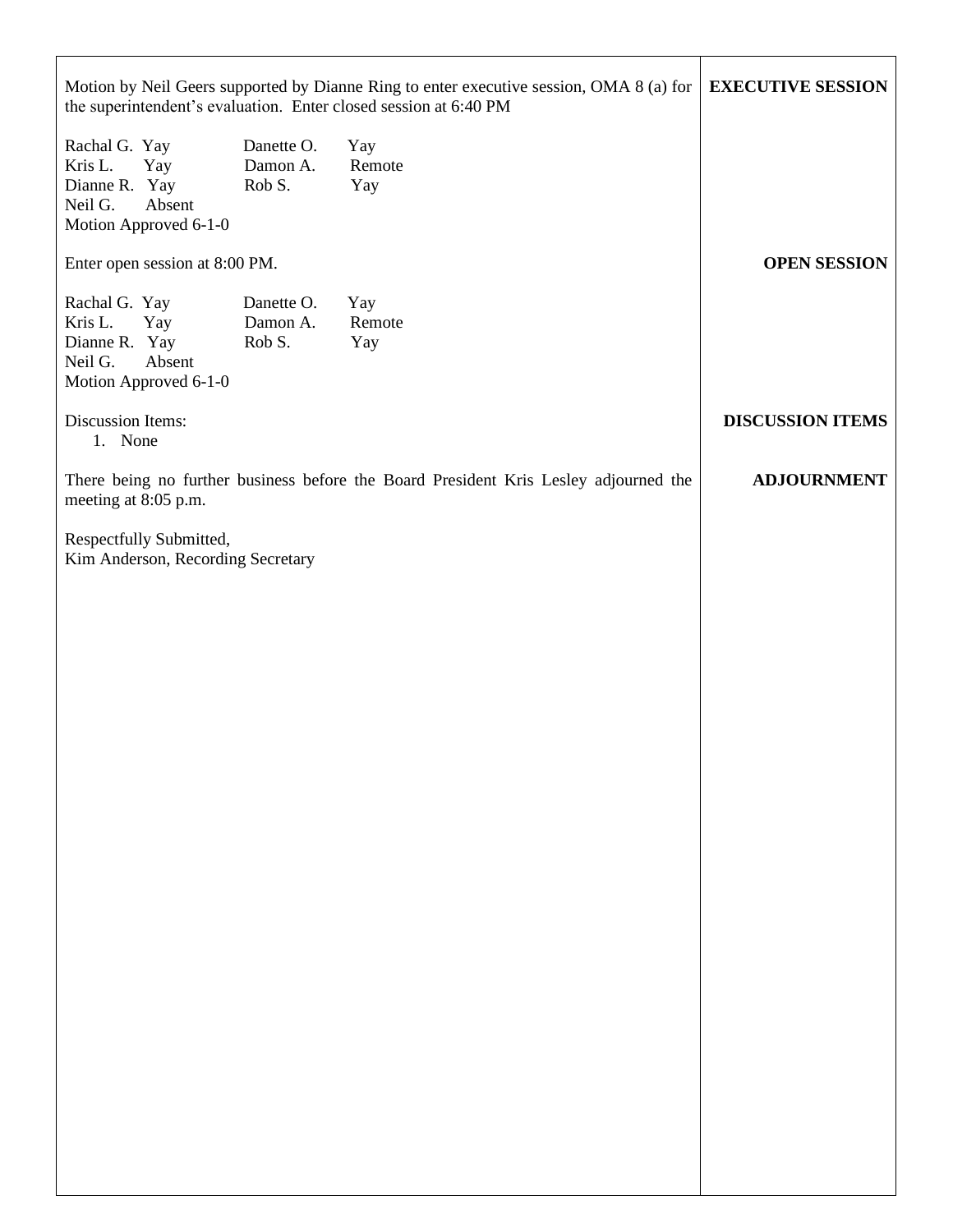| | |
|---|---|
| Motion by Neil Geers supported by Dianne Ring to enter executive session, OMA 8 (a) for the superintendent's evaluation. Enter closed session at 6:40 PM<br><br>Rachal G. Yay &nbsp;&nbsp;&nbsp; Danette O. Yay<br>Kris L. Yay &nbsp;&nbsp;&nbsp; Damon A. Remote<br>Dianne R. Yay &nbsp;&nbsp;&nbsp; Rob S. Yay<br>Neil G. Absent<br>Motion Approved 6-1-0 | **EXECUTIVE SESSION** |
| Enter open session at 8:00 PM.<br><br>Rachal G. Yay &nbsp;&nbsp;&nbsp; Danette O. Yay<br>Kris L. Yay &nbsp;&nbsp;&nbsp; Damon A. Remote<br>Dianne R. Yay &nbsp;&nbsp;&nbsp; Rob S. Yay<br>Neil G. Absent<br>Motion Approved 6-1-0 | **OPEN SESSION** |
| Discussion Items:<br>1. None | **DISCUSSION ITEMS** |
| There being no further business before the Board President Kris Lesley adjourned the meeting at 8:05 p.m.<br><br>Respectfully Submitted,<br>Kim Anderson, Recording Secretary | **ADJOURNMENT** |